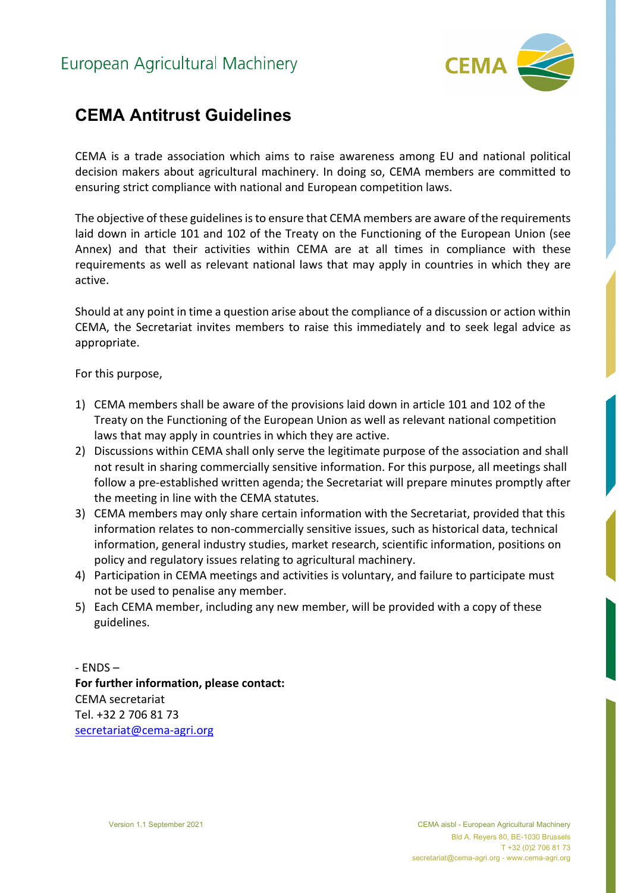European Agricultural Machinery

CEMA

# CEMA Antitrust Guidelines

CEMA is a trade association which aims to raise awareness among EU and national political decision makers about agricultural machinery. In doing so, CEMA members are committed to ensuring strict compliance with national and European competition laws.

The objective of these guidelines is to ensure that CEMA members are aware of the requirements laid down in article 101 and 102 of the Treaty on the Functioning of the European Union (see Annex) and that their activities within CEMA are at all times in compliance with these requirements as well as relevant national laws that may apply in countries in which they are active.

Should at any point in time a question arise about the compliance of a discussion or action within CEMA, the Secretariat invites members to raise this immediately and to seek legal advice as appropriate.

For this purpose,

1) CEMA members shall be aware of the provisions laid down in article 101 and 102 of the Treaty on the Functioning of the European Union as well as relevant national competition laws that may apply in countries in which they are active.
2) Discussions within CEMA shall only serve the legitimate purpose of the association and shall not result in sharing commercially sensitive information. For this purpose, all meetings shall follow a pre-established written agenda; the Secretariat will prepare minutes promptly after the meeting in line with the CEMA statutes.
3) CEMA members may only share certain information with the Secretariat, provided that this information relates to non-commercially sensitive issues, such as historical data, technical information, general industry studies, market research, scientific information, positions on policy and regulatory issues relating to agricultural machinery.
4) Participation in CEMA meetings and activities is voluntary, and failure to participate must not be used to penalise any member.
5) Each CEMA member, including any new member, will be provided with a copy of these guidelines.

\- ENDS –

**For further information, please contact:**
CEMA secretariat
Tel. +32 2 706 81 73
secretariat@cema-agri.org

Version 1.1 September 2021

CEMA aisbl - European Agricultural Machinery
Bld A. Reyers 80, BE-1030 Brussels
T +32 (0)2 706 81 73
secretariat@cema-agri.org - www.cema-agri.org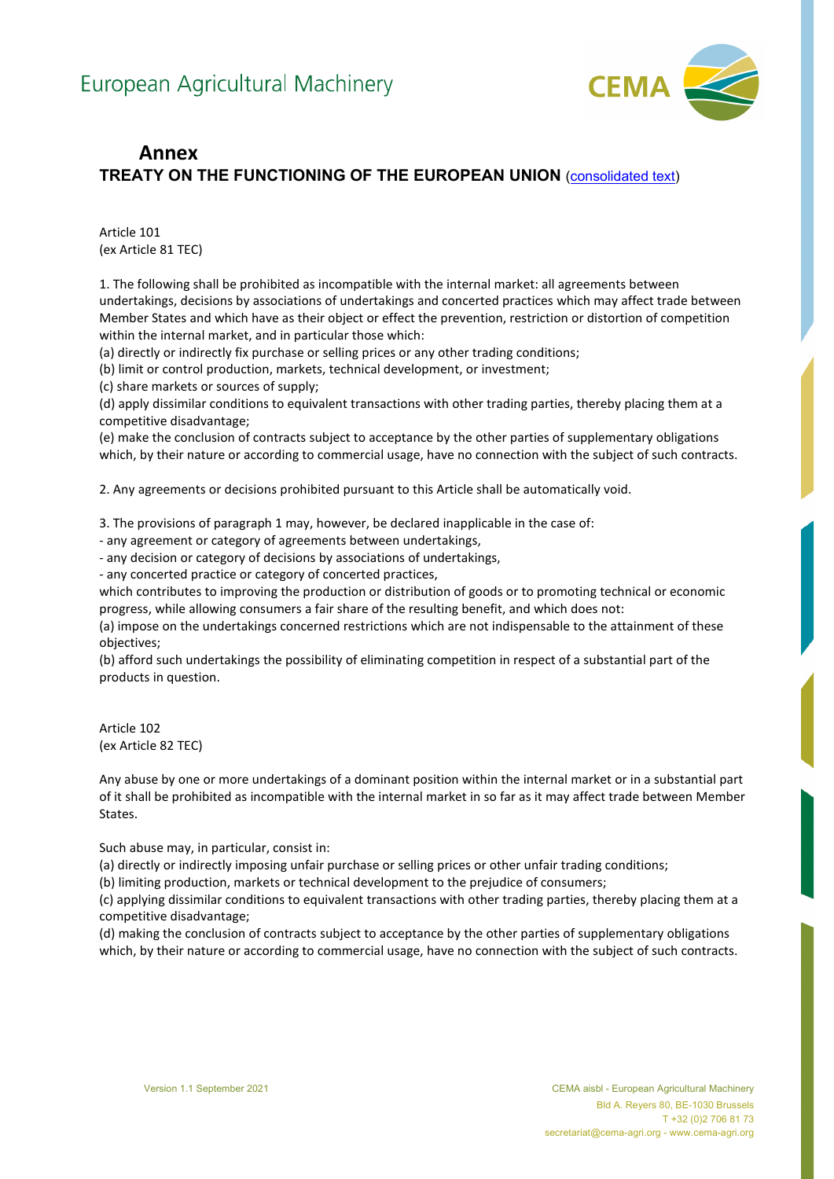# Annex

## TREATY ON THE FUNCTIONING OF THE EUROPEAN UNION (consolidated text)

Article 101
(ex Article 81 TEC)

1. The following shall be prohibited as incompatible with the internal market: all agreements between undertakings, decisions by associations of undertakings and concerted practices which may affect trade between Member States and which have as their object or effect the prevention, restriction or distortion of competition within the internal market, and in particular those which:
(a) directly or indirectly fix purchase or selling prices or any other trading conditions;
(b) limit or control production, markets, technical development, or investment;
(c) share markets or sources of supply;
(d) apply dissimilar conditions to equivalent transactions with other trading parties, thereby placing them at a competitive disadvantage;
(e) make the conclusion of contracts subject to acceptance by the other parties of supplementary obligations which, by their nature or according to commercial usage, have no connection with the subject of such contracts.

2. Any agreements or decisions prohibited pursuant to this Article shall be automatically void.

3. The provisions of paragraph 1 may, however, be declared inapplicable in the case of:
- any agreement or category of agreements between undertakings,
- any decision or category of decisions by associations of undertakings,
- any concerted practice or category of concerted practices,

which contributes to improving the production or distribution of goods or to promoting technical or economic progress, while allowing consumers a fair share of the resulting benefit, and which does not:
(a) impose on the undertakings concerned restrictions which are not indispensable to the attainment of these objectives;
(b) afford such undertakings the possibility of eliminating competition in respect of a substantial part of the products in question.

Article 102
(ex Article 82 TEC)

Any abuse by one or more undertakings of a dominant position within the internal market or in a substantial part of it shall be prohibited as incompatible with the internal market in so far as it may affect trade between Member States.

Such abuse may, in particular, consist in:
(a) directly or indirectly imposing unfair purchase or selling prices or other unfair trading conditions;
(b) limiting production, markets or technical development to the prejudice of consumers;
(c) applying dissimilar conditions to equivalent transactions with other trading parties, thereby placing them at a competitive disadvantage;
(d) making the conclusion of contracts subject to acceptance by the other parties of supplementary obligations which, by their nature or according to commercial usage, have no connection with the subject of such contracts.